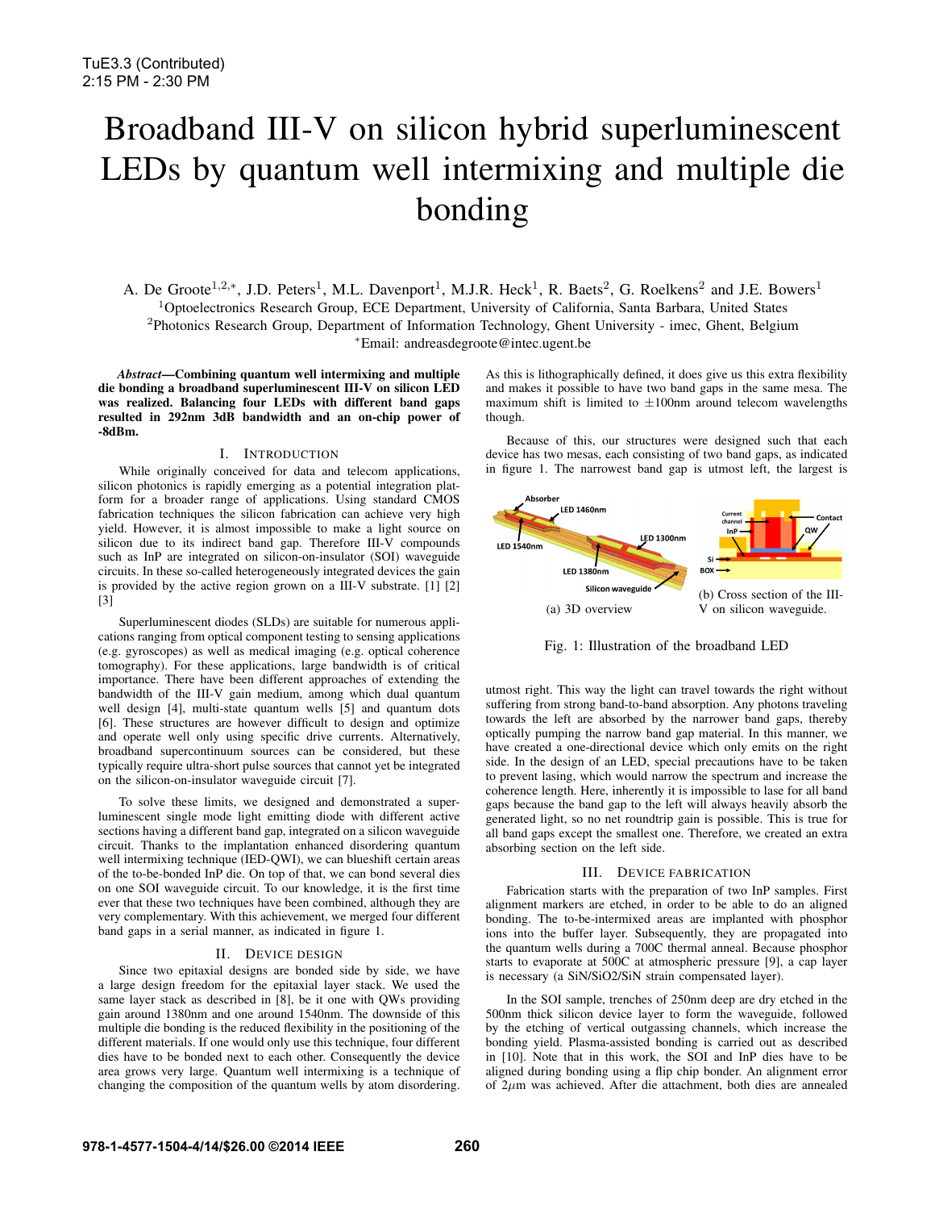# Broadband III-V on silicon hybrid superluminescent LEDs by quantum well intermixing and multiple die bonding

A. De Groote[1,2,*], J.D. Peters[1], M.L. Davenport[1], M.J.R. Heck[1], R. Baets[2], G. Roelkens[2] and J.E. Bowers[1]

[1]Optoelectronics Research Group, ECE Department, University of California, Santa Barbara, United States

[2]Photonics Research Group, Department of Information Technology, Ghent University - imec, Ghent, Belgium

[*]Email: andreasdegroote@intec.ugent.be

***Abstract*—Combining quantum well intermixing and multiple die bonding a broadband superluminescent III-V on silicon LED was realized. Balancing four LEDs with different band gaps resulted in 292nm 3dB bandwidth and an on-chip power of -8dBm.**

## I. Introduction

While originally conceived for data and telecom applications, silicon photonics is rapidly emerging as a potential integration platform for a broader range of applications. Using standard CMOS fabrication techniques the silicon fabrication can achieve very high yield. However, it is almost impossible to make a light source on silicon due to its indirect band gap. Therefore III-V compounds such as InP are integrated on silicon-on-insulator (SOI) waveguide circuits. In these so-called heterogeneously integrated devices the gain is provided by the active region grown on a III-V substrate. [1] [2] [3]

Superluminescent diodes (SLDs) are suitable for numerous applications ranging from optical component testing to sensing applications (e.g. gyroscopes) as well as medical imaging (e.g. optical coherence tomography). For these applications, large bandwidth is of critical importance. There have been different approaches of extending the bandwidth of the III-V gain medium, among which dual quantum well design [4], multi-state quantum wells [5] and quantum dots [6]. These structures are however difficult to design and optimize and operate well only using specific drive currents. Alternatively, broadband supercontinuum sources can be considered, but these typically require ultra-short pulse sources that cannot yet be integrated on the silicon-on-insulator waveguide circuit [7].

To solve these limits, we designed and demonstrated a superluminescent single mode light emitting diode with different active sections having a different band gap, integrated on a silicon waveguide circuit. Thanks to the implantation enhanced disordering quantum well intermixing technique (IED-QWI), we can blueshift certain areas of the to-be-bonded InP die. On top of that, we can bond several dies on one SOI waveguide circuit. To our knowledge, it is the first time ever that these two techniques have been combined, although they are very complementary. With this achievement, we merged four different band gaps in a serial manner, as indicated in figure 1.

## II. Device design

Since two epitaxial designs are bonded side by side, we have a large design freedom for the epitaxial layer stack. We used the same layer stack as described in [8], be it one with QWs providing gain around 1380nm and one around 1540nm. The downside of this multiple die bonding is the reduced flexibility in the positioning of the different materials. If one would only use this technique, four different dies have to be bonded next to each other. Consequently the device area grows very large. Quantum well intermixing is a technique of changing the composition of the quantum wells by atom disordering. As this is lithographically defined, it does give us this extra flexibility and makes it possible to have two band gaps in the same mesa. The maximum shift is limited to ±100nm around telecom wavelengths though.

Because of this, our structures were designed such that each device has two mesas, each consisting of two band gaps, as indicated in figure 1. The narrowest band gap is utmost left, the largest is utmost right. This way the light can travel towards the right without suffering from strong band-to-band absorption. Any photons traveling towards the left are absorbed by the narrower band gaps, thereby optically pumping the narrow band gap material. In this manner, we have created a one-directional device which only emits on the right side. In the design of an LED, special precautions have to be taken to prevent lasing, which would narrow the spectrum and increase the coherence length. Here, inherently it is impossible to lase for all band gaps because the band gap to the left will always heavily absorb the generated light, so no net roundtrip gain is possible. This is true for all band gaps except the smallest one. Therefore, we created an extra absorbing section on the left side.

(a) 3D overview

(b) Cross section of the III-V on silicon waveguide.

Fig. 1: Illustration of the broadband LED

## III. Device fabrication

Fabrication starts with the preparation of two InP samples. First alignment markers are etched, in order to be able to do an aligned bonding. The to-be-intermixed areas are implanted with phosphor ions into the buffer layer. Subsequently, they are propagated into the quantum wells during a 700C thermal anneal. Because phosphor starts to evaporate at 500C at atmospheric pressure [9], a cap layer is necessary (a SiN/SiO2/SiN strain compensated layer).

In the SOI sample, trenches of 250nm deep are dry etched in the 500nm thick silicon device layer to form the waveguide, followed by the etching of vertical outgassing channels, which increase the bonding yield. Plasma-assisted bonding is carried out as described in [10]. Note that in this work, the SOI and InP dies have to be aligned during bonding using a flip chip bonder. An alignment error of 2$\mu$m was achieved. After die attachment, both dies are annealed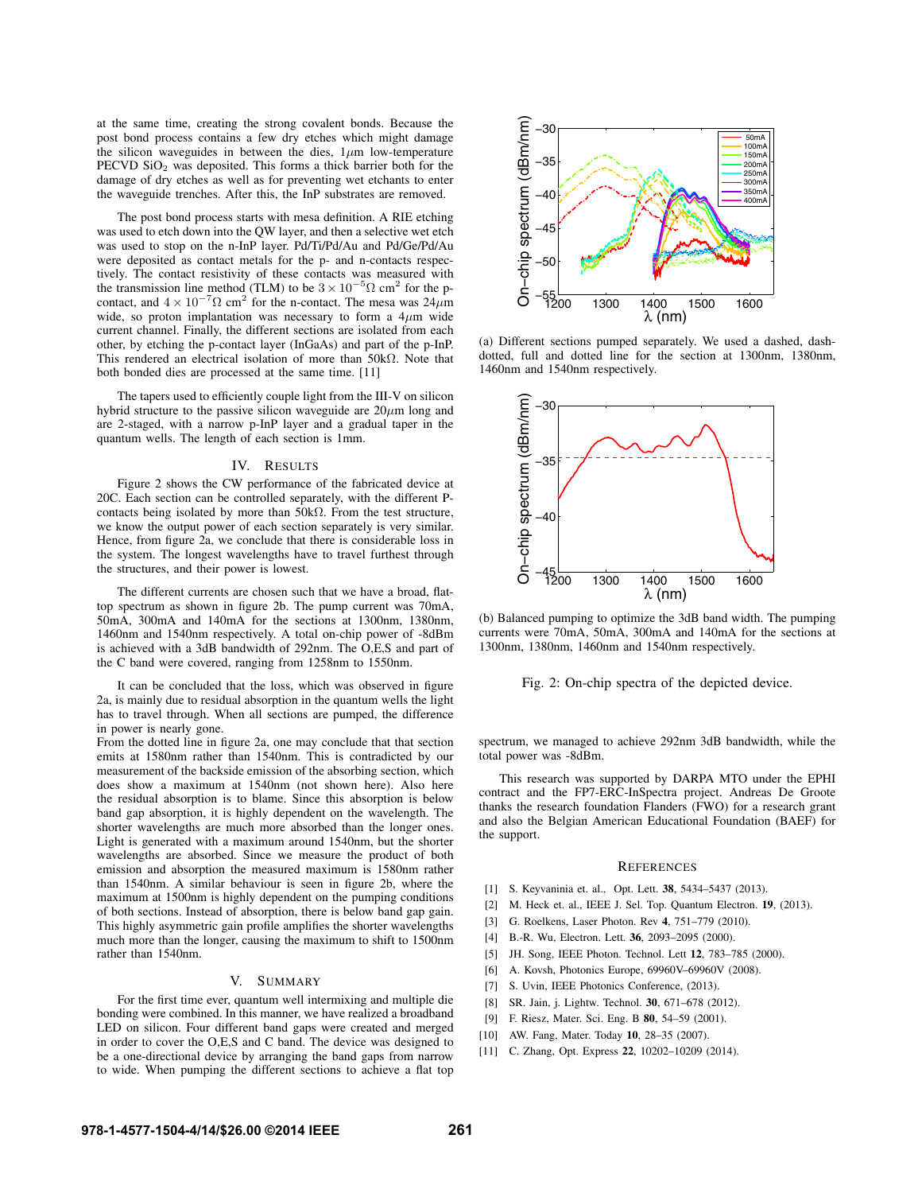at the same time, creating the strong covalent bonds. Because the post bond process contains a few dry etches which might damage the silicon waveguides in between the dies, 1$\mu$m low-temperature PECVD $SiO_2$ was deposited. This forms a thick barrier both for the damage of dry etches as well as for preventing wet etchants to enter the waveguide trenches. After this, the InP substrates are removed.

The post bond process starts with mesa definition. A RIE etching was used to etch down into the QW layer, and then a selective wet etch was used to stop on the n-InP layer. Pd/Ti/Pd/Au and Pd/Ge/Pd/Au were deposited as contact metals for the p- and n-contacts respectively. The contact resistivity of these contacts was measured with the transmission line method (TLM) to be $3 \times 10^{-5}\Omega$ cm$^2$ for the p-contact, and $4 \times 10^{-7}\Omega$ cm$^2$ for the n-contact. The mesa was 24$\mu$m wide, so proton implantation was necessary to form a 4$\mu$m wide current channel. Finally, the different sections are isolated from each other, by etching the p-contact layer (InGaAs) and part of the p-InP. This rendered an electrical isolation of more than 50k$\Omega$. Note that both bonded dies are processed at the same time. [11]

The tapers used to efficiently couple light from the III-V on silicon hybrid structure to the passive silicon waveguide are 20$\mu$m long and are 2-staged, with a narrow p-InP layer and a gradual taper in the quantum wells. The length of each section is 1mm.

## IV. Results

Figure 2 shows the CW performance of the fabricated device at 20C. Each section can be controlled separately, with the different P-contacts being isolated by more than 50k$\Omega$. From the test structure, we know the output power of each section separately is very similar. Hence, from figure 2a, we conclude that there is considerable loss in the system. The longest wavelengths have to travel furthest through the structures, and their power is lowest.

The different currents are chosen such that we have a broad, flat-top spectrum as shown in figure 2b. The pump current was 70mA, 50mA, 300mA and 140mA for the sections at 1300nm, 1380nm, 1460nm and 1540nm respectively. A total on-chip power of -8dBm is achieved with a 3dB bandwidth of 292nm. The O,E,S and part of the C band were covered, ranging from 1258nm to 1550nm.

It can be concluded that the loss, which was observed in figure 2a, is mainly due to residual absorption in the quantum wells the light has to travel through. When all sections are pumped, the difference in power is nearly gone.
From the dotted line in figure 2a, one may conclude that that section emits at 1580nm rather than 1540nm. This is contradicted by our measurement of the backside emission of the absorbing section, which does show a maximum at 1540nm (not shown here). Also here the residual absorption is to blame. Since this absorption is below band gap absorption, it is highly dependent on the wavelength. The shorter wavelengths are much more absorbed than the longer ones. Light is generated with a maximum around 1540nm, but the shorter wavelengths are absorbed. Since we measure the product of both emission and absorption the measured maximum is 1580nm rather than 1540nm. A similar behaviour is seen in figure 2b, where the maximum at 1500nm is highly dependent on the pumping conditions of both sections. Instead of absorption, there is below band gap gain. This highly asymmetric gain profile amplifies the shorter wavelengths much more than the longer, causing the maximum to shift to 1500nm rather than 1540nm.

## V. Summary

For the first time ever, quantum well intermixing and multiple die bonding were combined. In this manner, we have realized a broadband LED on silicon. Four different band gaps were created and merged in order to cover the O,E,S and C band. The device was designed to be a one-directional device by arranging the band gaps from narrow to wide. When pumping the different sections to achieve a flat top spectrum, we managed to achieve 292nm 3dB bandwidth, while the total power was -8dBm.

On–chip spectrum (dBm/nm)
λ (nm)
-30
-35
-40
-45
-50
-55
1200
1300
1400
1500
1600
50mA
100mA
150mA
200mA
250mA
300mA
350mA
400mA

(a) Different sections pumped separately. We used a dashed, dash-dotted, full and dotted line for the section at 1300nm, 1380nm, 1460nm and 1540nm respectively.

On–chip spectrum (dBm/nm)
λ (nm)
-30
-35
-40
-45
1200
1300
1400
1500
1600

(b) Balanced pumping to optimize the 3dB band width. The pumping currents were 70mA, 50mA, 300mA and 140mA for the sections at 1300nm, 1380nm, 1460nm and 1540nm respectively.

Fig. 2: On-chip spectra of the depicted device.

This research was supported by DARPA MTO under the EPHI contract and the FP7-ERC-InSpectra project. Andreas De Groote thanks the research foundation Flanders (FWO) for a research grant and also the Belgian American Educational Foundation (BAEF) for the support.

## References

[1] S. Keyvaninia et. al., Opt. Lett. **38**, 5434–5437 (2013).
[2] M. Heck et. al., IEEE J. Sel. Top. Quantum Electron. **19**, (2013).
[3] G. Roelkens, Laser Photon. Rev **4**, 751–779 (2010).
[4] B.-R. Wu, Electron. Lett. **36**, 2093–2095 (2000).
[5] JH. Song, IEEE Photon. Technol. Lett **12**, 783–785 (2000).
[6] A. Kovsh, Photonics Europe, 69960V–69960V (2008).
[7] S. Uvin, IEEE Photonics Conference, (2013).
[8] SR. Jain, j. Lightw. Technol. **30**, 671–678 (2012).
[9] F. Riesz, Mater. Sci. Eng. B **80**, 54–59 (2001).
[10] AW. Fang, Mater. Today **10**, 28–35 (2007).
[11] C. Zhang, Opt. Express **22**, 10202–10209 (2014).